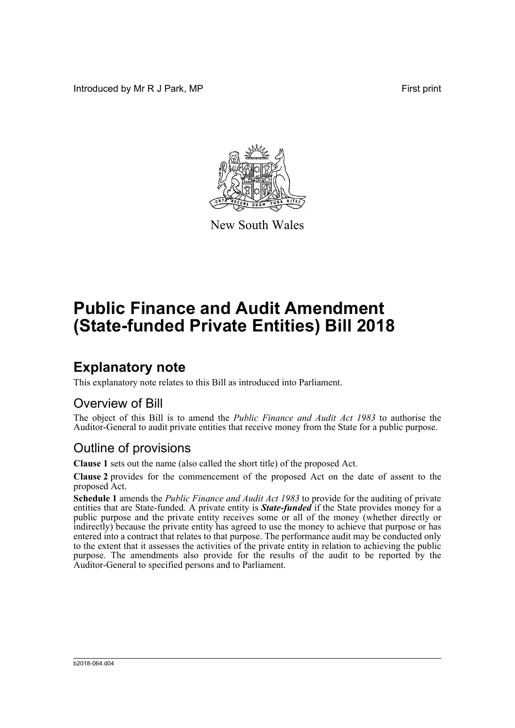Introduced by Mr R J Park, MP First print

New South Wales

# Public Finance and Audit Amendment (State-funded Private Entities) Bill 2018

## Explanatory note

This explanatory note relates to this Bill as introduced into Parliament.

### Overview of Bill

The object of this Bill is to amend the *Public Finance and Audit Act 1983* to authorise the Auditor-General to audit private entities that receive money from the State for a public purpose.

### Outline of provisions

**Clause 1** sets out the name (also called the short title) of the proposed Act.

**Clause 2** provides for the commencement of the proposed Act on the date of assent to the proposed Act.

**Schedule 1** amends the *Public Finance and Audit Act 1983* to provide for the auditing of private entities that are State-funded. A private entity is ***State-funded*** if the State provides money for a public purpose and the private entity receives some or all of the money (whether directly or indirectly) because the private entity has agreed to use the money to achieve that purpose or has entered into a contract that relates to that purpose. The performance audit may be conducted only to the extent that it assesses the activities of the private entity in relation to achieving the public purpose. The amendments also provide for the results of the audit to be reported by the Auditor-General to specified persons and to Parliament.

b2018-064.d04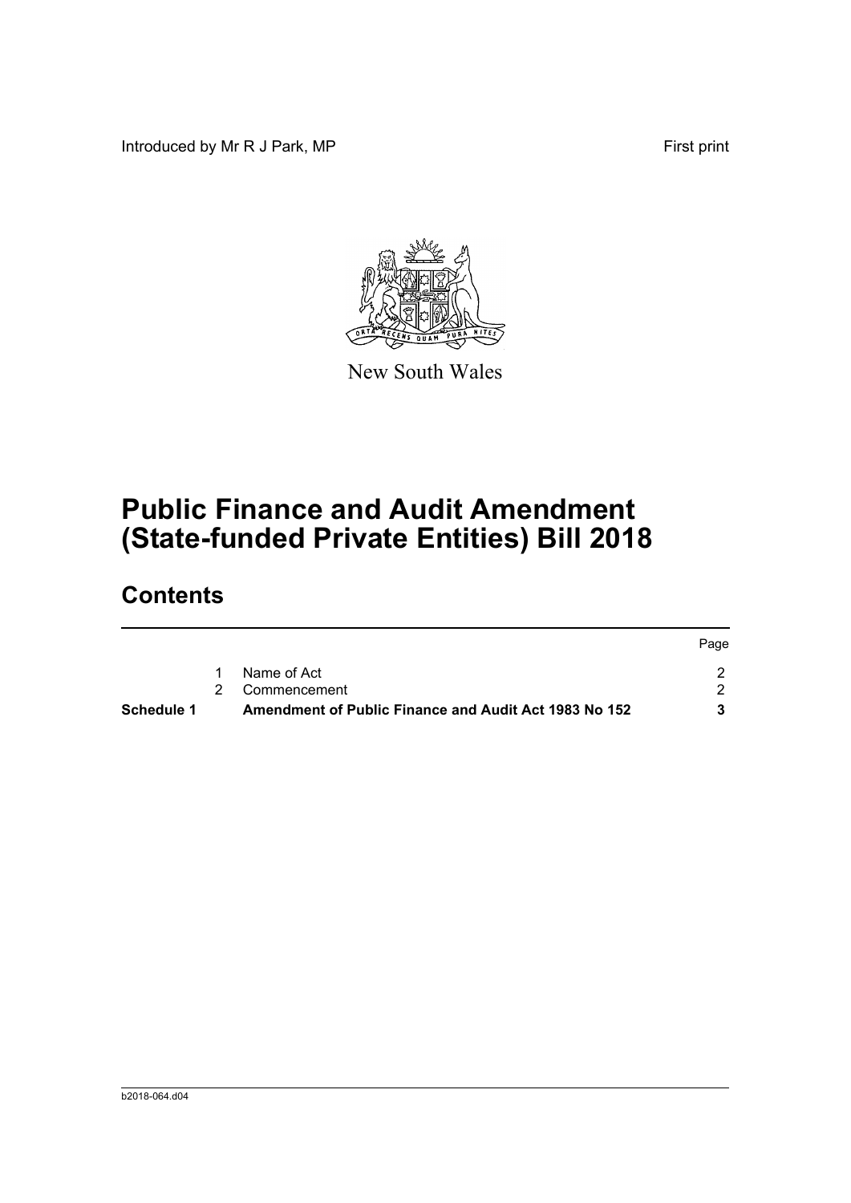Introduced by Mr R J Park, MP First print

New South Wales

# Public Finance and Audit Amendment (State-funded Private Entities) Bill 2018

## Contents

| | | | Page |
|---|---|---|---|
| | 1 | Name of Act | 2 |
| | 2 | Commencement | 2 |
| **Schedule 1** | | **Amendment of Public Finance and Audit Act 1983 No 152** | **3** |

b2018-064.d04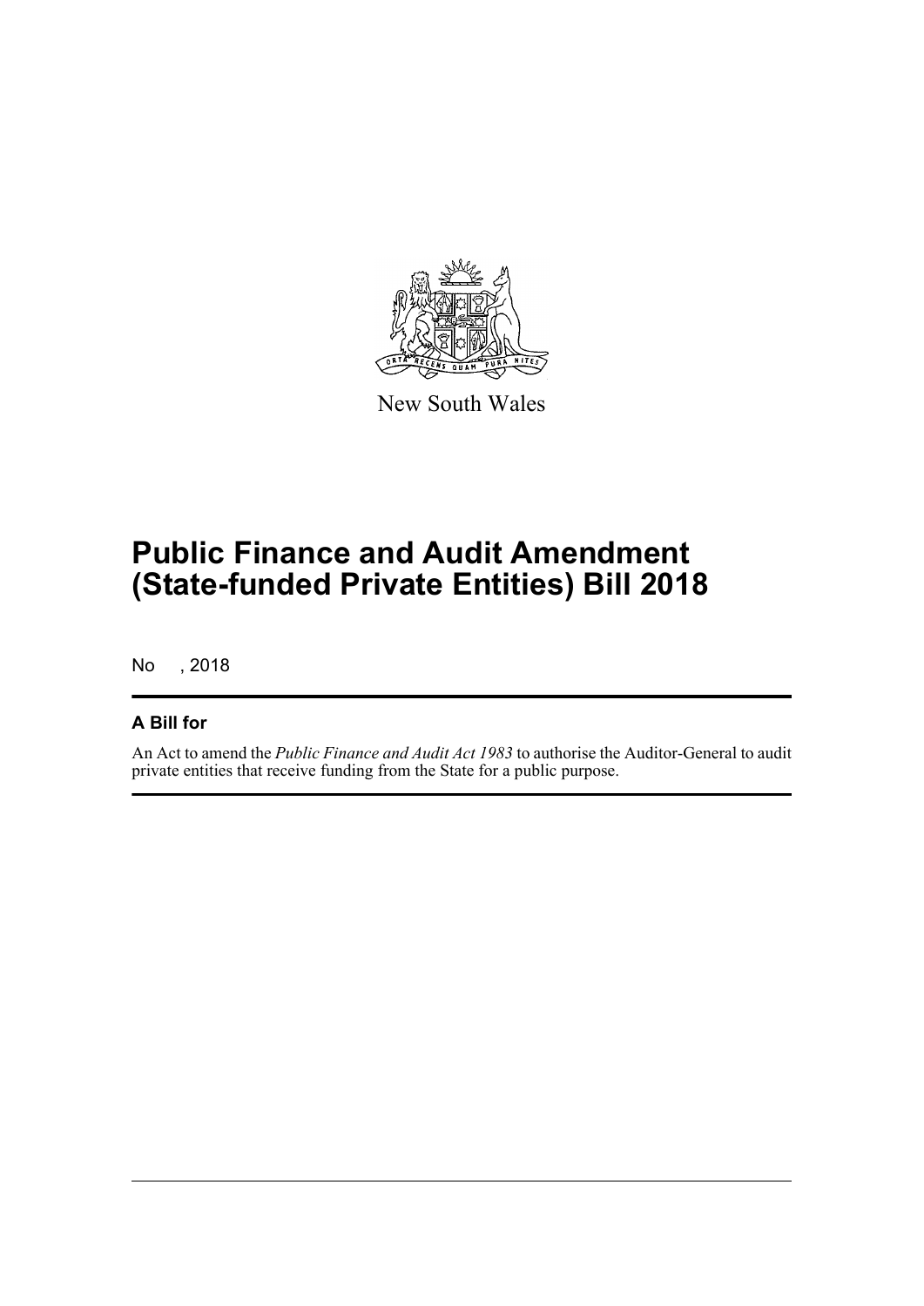New South Wales

# Public Finance and Audit Amendment (State-funded Private Entities) Bill 2018

No , 2018

## A Bill for

An Act to amend the *Public Finance and Audit Act 1983* to authorise the Auditor-General to audit private entities that receive funding from the State for a public purpose.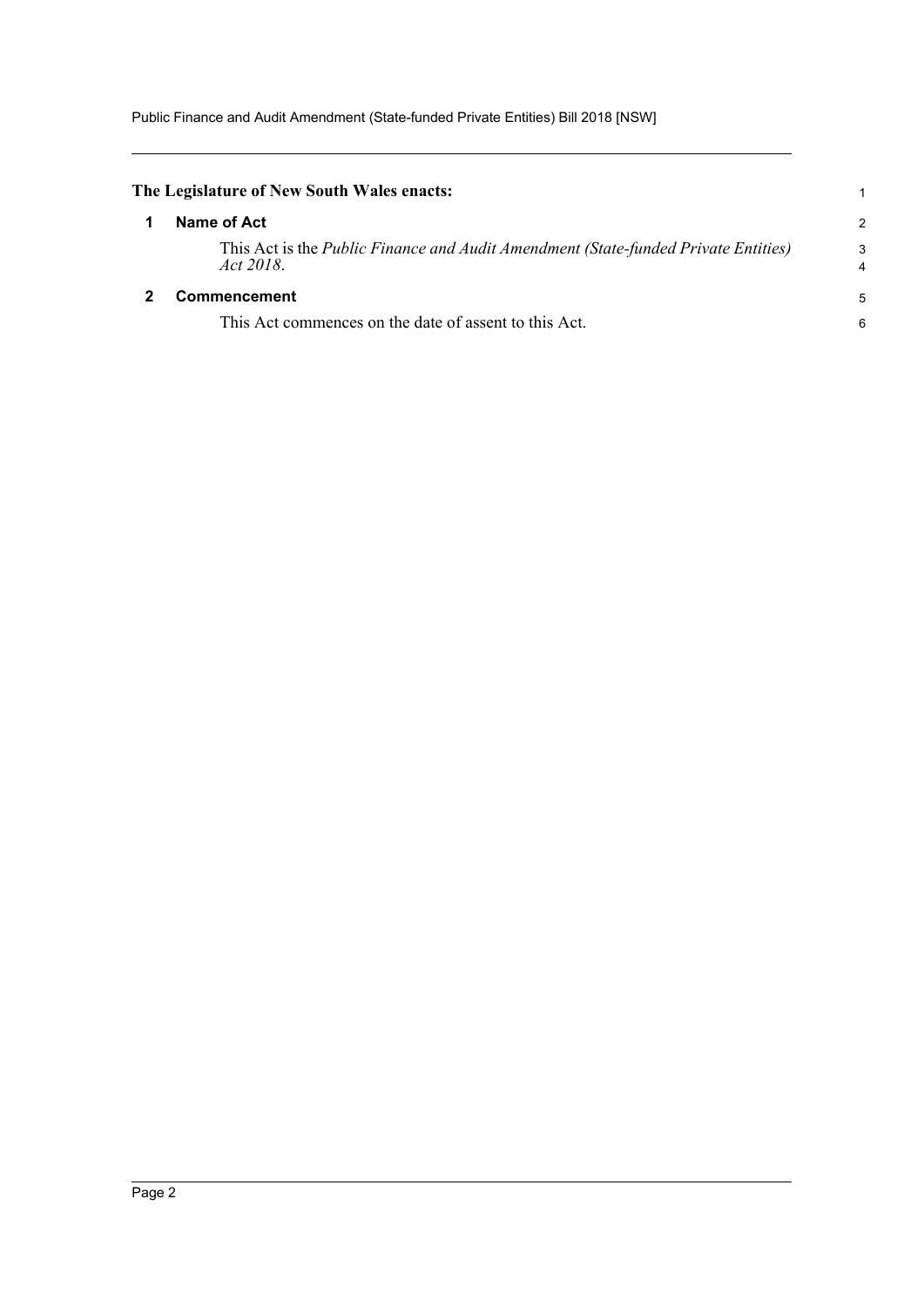**The Legislature of New South Wales enacts:**

## 1 Name of Act

This Act is the *Public Finance and Audit Amendment (State-funded Private Entities) Act 2018*.

## 2 Commencement

This Act commences on the date of assent to this Act.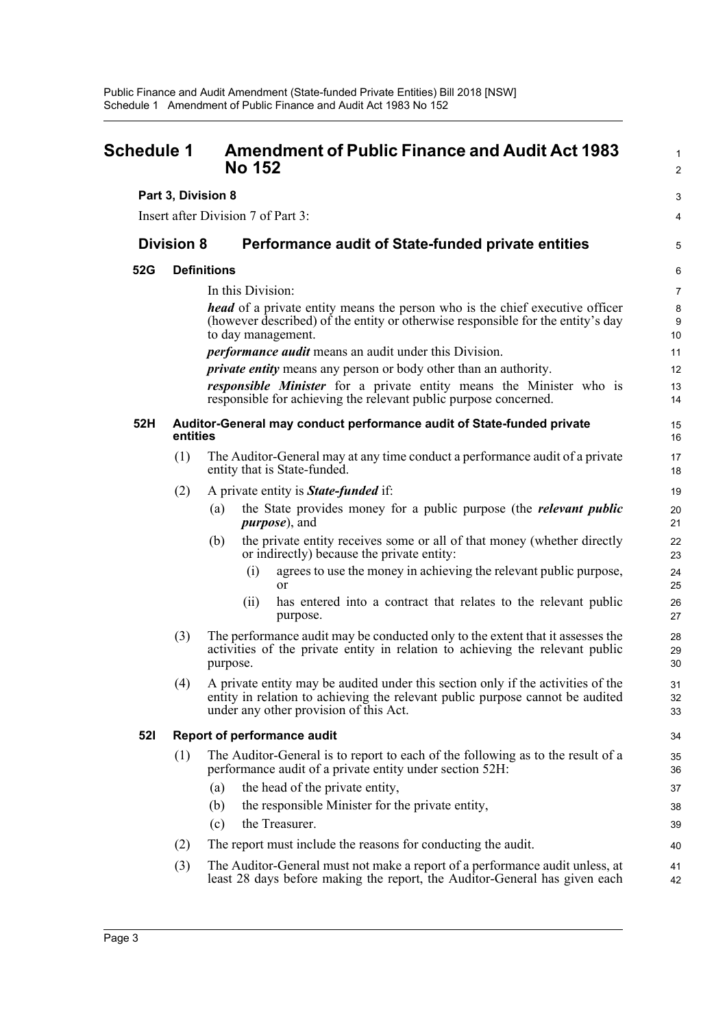# Schedule 1 Amendment of Public Finance and Audit Act 1983 No 152

**Part 3, Division 8**

Insert after Division 7 of Part 3:

## Division 8 Performance audit of State-funded private entities

### 52G Definitions

In this Division:

***head*** of a private entity means the person who is the chief executive officer (however described) of the entity or otherwise responsible for the entity's day to day management.

***performance audit*** means an audit under this Division.

***private entity*** means any person or body other than an authority.

***responsible Minister*** for a private entity means the Minister who is responsible for achieving the relevant public purpose concerned.

### 52H Auditor-General may conduct performance audit of State-funded private entities

(1) The Auditor-General may at any time conduct a performance audit of a private entity that is State-funded.

(2) A private entity is ***State-funded*** if:

- (a) the State provides money for a public purpose (the ***relevant public purpose***), and
- (b) the private entity receives some or all of that money (whether directly or indirectly) because the private entity:
  - (i) agrees to use the money in achieving the relevant public purpose, or
  - (ii) has entered into a contract that relates to the relevant public purpose.

(3) The performance audit may be conducted only to the extent that it assesses the activities of the private entity in relation to achieving the relevant public purpose.

(4) A private entity may be audited under this section only if the activities of the entity in relation to achieving the relevant public purpose cannot be audited under any other provision of this Act.

### 52I Report of performance audit

(1) The Auditor-General is to report to each of the following as to the result of a performance audit of a private entity under section 52H:

- (a) the head of the private entity,
- (b) the responsible Minister for the private entity,
- (c) the Treasurer.

(2) The report must include the reasons for conducting the audit.

(3) The Auditor-General must not make a report of a performance audit unless, at least 28 days before making the report, the Auditor-General has given each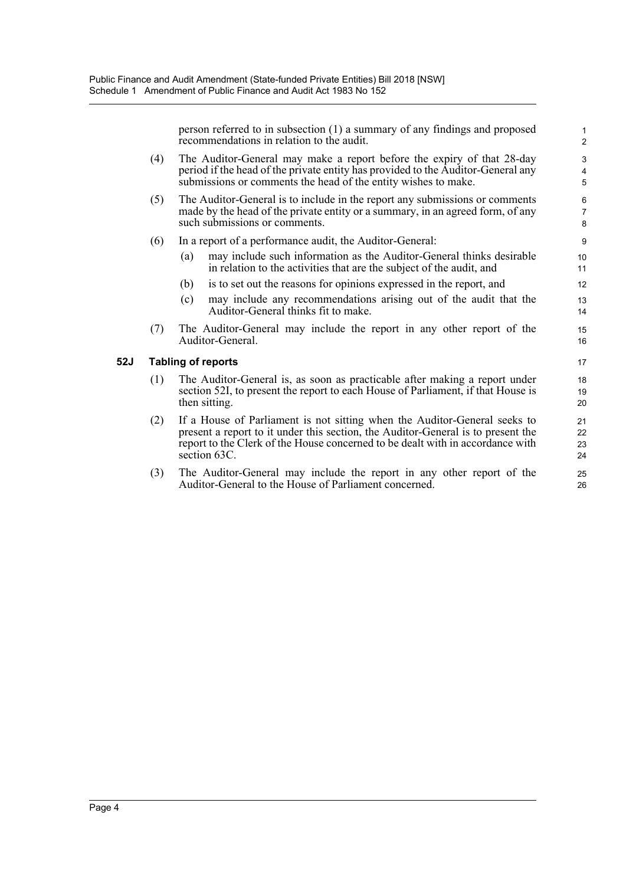person referred to in subsection (1) a summary of any findings and proposed recommendations in relation to the audit.

(4) The Auditor-General may make a report before the expiry of that 28-day period if the head of the private entity has provided to the Auditor-General any submissions or comments the head of the entity wishes to make.

(5) The Auditor-General is to include in the report any submissions or comments made by the head of the private entity or a summary, in an agreed form, of any such submissions or comments.

(6) In a report of a performance audit, the Auditor-General:

(a) may include such information as the Auditor-General thinks desirable in relation to the activities that are the subject of the audit, and

(b) is to set out the reasons for opinions expressed in the report, and

(c) may include any recommendations arising out of the audit that the Auditor-General thinks fit to make.

(7) The Auditor-General may include the report in any other report of the Auditor-General.

**52J Tabling of reports**

(1) The Auditor-General is, as soon as practicable after making a report under section 52I, to present the report to each House of Parliament, if that House is then sitting.

(2) If a House of Parliament is not sitting when the Auditor-General seeks to present a report to it under this section, the Auditor-General is to present the report to the Clerk of the House concerned to be dealt with in accordance with section 63C.

(3) The Auditor-General may include the report in any other report of the Auditor-General to the House of Parliament concerned.